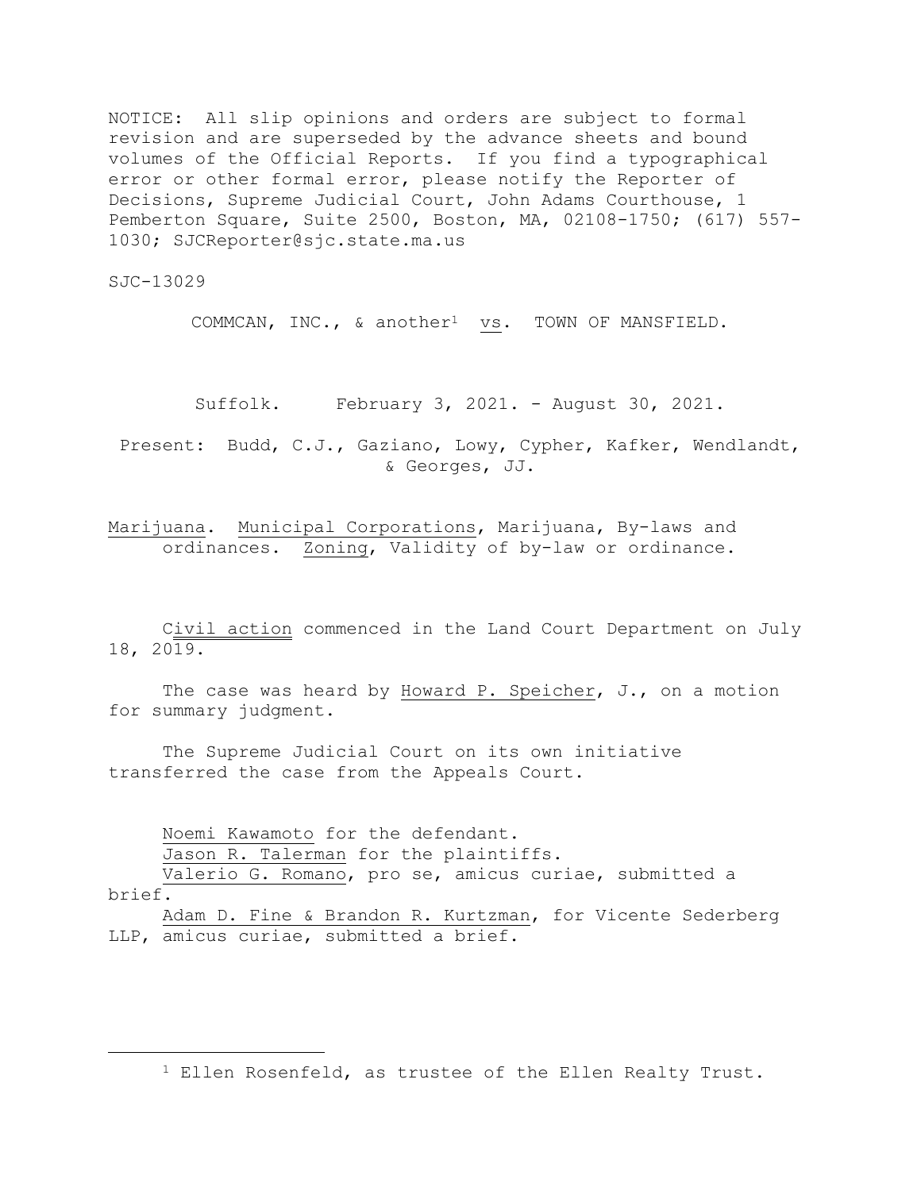NOTICE: All slip opinions and orders are subject to formal revision and are superseded by the advance sheets and bound volumes of the Official Reports. If you find a typographical error or other formal error, please notify the Reporter of Decisions, Supreme Judicial Court, John Adams Courthouse, 1 Pemberton Square, Suite 2500, Boston, MA, 02108-1750; (617) 557-1030; SJCReporter@sjc.state.ma.us

SJC-13029

COMMCAN, INC., & another[1] vs. TOWN OF MANSFIELD.

Suffolk. February 3, 2021. - August 30, 2021.

Present: Budd, C.J., Gaziano, Lowy, Cypher, Kafker, Wendlandt, & Georges, JJ.

Marijuana. Municipal Corporations, Marijuana, By-laws and ordinances. Zoning, Validity of by-law or ordinance.

Civil action commenced in the Land Court Department on July 18, 2019.

The case was heard by Howard P. Speicher, J., on a motion for summary judgment.

The Supreme Judicial Court on its own initiative transferred the case from the Appeals Court.

Noemi Kawamoto for the defendant.
Jason R. Talerman for the plaintiffs.
Valerio G. Romano, pro se, amicus curiae, submitted a brief.
Adam D. Fine & Brandon R. Kurtzman, for Vicente Sederberg LLP, amicus curiae, submitted a brief.

---

[1] Ellen Rosenfeld, as trustee of the Ellen Realty Trust.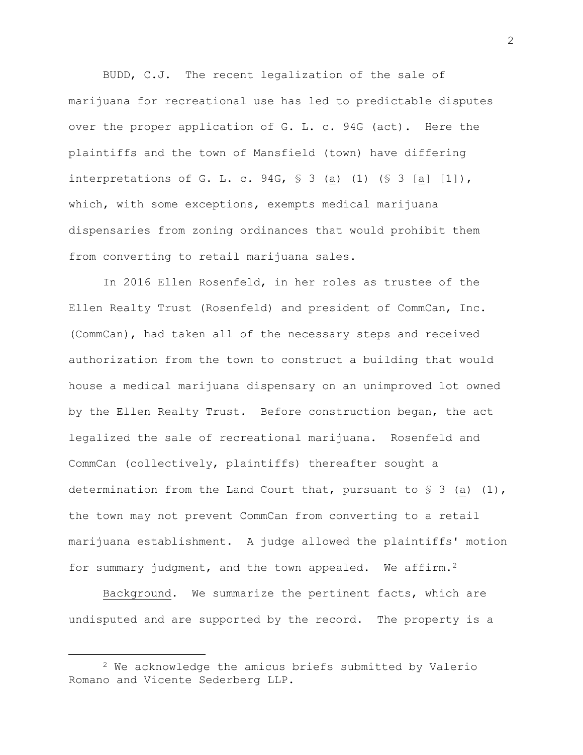BUDD, C.J. The recent legalization of the sale of marijuana for recreational use has led to predictable disputes over the proper application of G. L. c. 94G (act). Here the plaintiffs and the town of Mansfield (town) have differing interpretations of G. L. c. 94G, § 3 (_a_) (1) (§ 3 [_a_] [1]), which, with some exceptions, exempts medical marijuana dispensaries from zoning ordinances that would prohibit them from converting to retail marijuana sales.

In 2016 Ellen Rosenfeld, in her roles as trustee of the Ellen Realty Trust (Rosenfeld) and president of CommCan, Inc. (CommCan), had taken all of the necessary steps and received authorization from the town to construct a building that would house a medical marijuana dispensary on an unimproved lot owned by the Ellen Realty Trust. Before construction began, the act legalized the sale of recreational marijuana. Rosenfeld and CommCan (collectively, plaintiffs) thereafter sought a determination from the Land Court that, pursuant to § 3 (_a_) (1), the town may not prevent CommCan from converting to a retail marijuana establishment. A judge allowed the plaintiffs' motion for summary judgment, and the town appealed. We affirm.[2]

_Background_. We summarize the pertinent facts, which are undisputed and are supported by the record. The property is a

---

[2] We acknowledge the amicus briefs submitted by Valerio Romano and Vicente Sederberg LLP.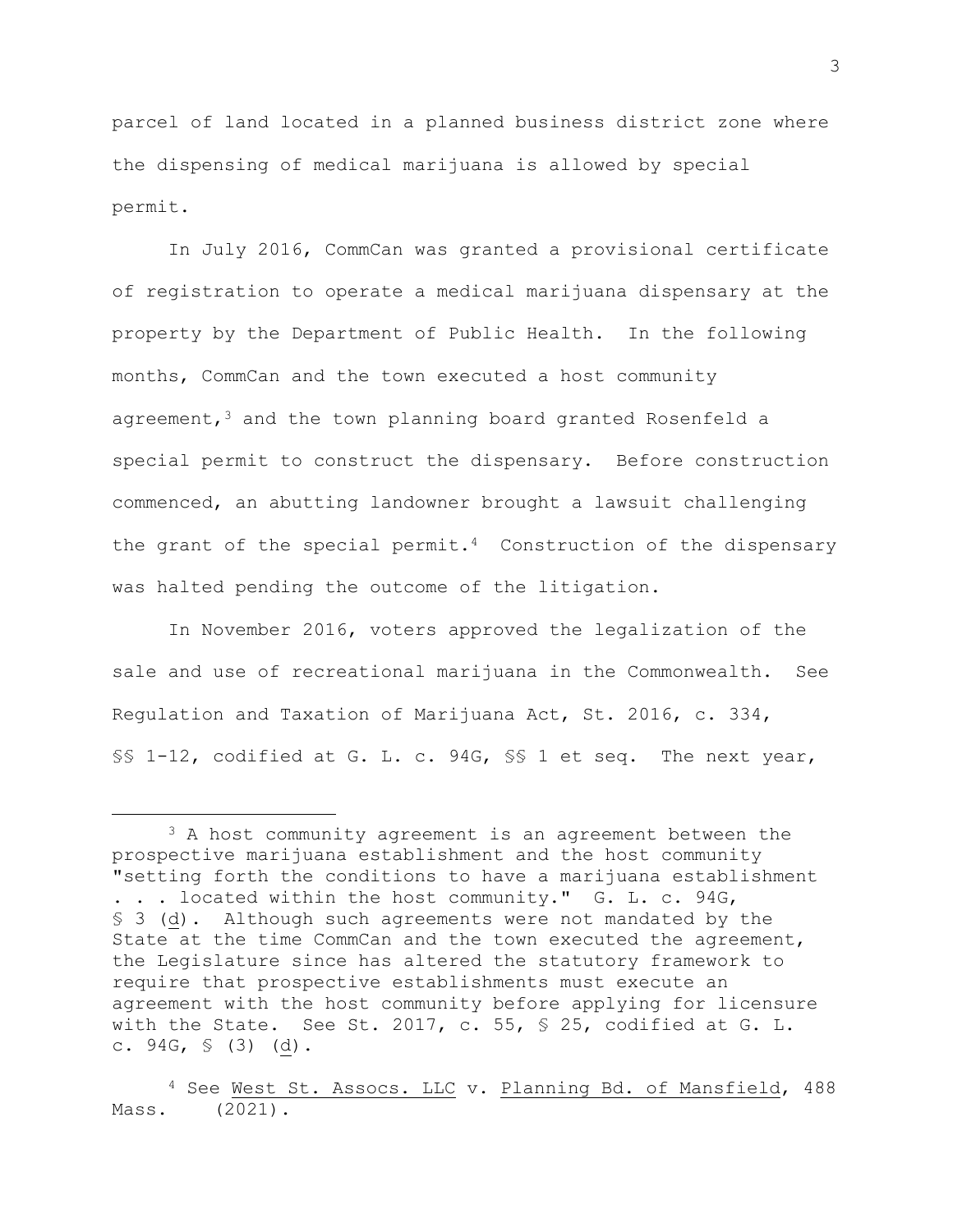parcel of land located in a planned business district zone where the dispensing of medical marijuana is allowed by special permit.

In July 2016, CommCan was granted a provisional certificate of registration to operate a medical marijuana dispensary at the property by the Department of Public Health. In the following months, CommCan and the town executed a host community agreement,[3] and the town planning board granted Rosenfeld a special permit to construct the dispensary. Before construction commenced, an abutting landowner brought a lawsuit challenging the grant of the special permit.[4] Construction of the dispensary was halted pending the outcome of the litigation.

In November 2016, voters approved the legalization of the sale and use of recreational marijuana in the Commonwealth. See Regulation and Taxation of Marijuana Act, St. 2016, c. 334, §§ 1-12, codified at G. L. c. 94G, §§ 1 et seq. The next year,

---

[3] A host community agreement is an agreement between the prospective marijuana establishment and the host community "setting forth the conditions to have a marijuana establishment . . . located within the host community." G. L. c. 94G, § 3 (d). Although such agreements were not mandated by the State at the time CommCan and the town executed the agreement, the Legislature since has altered the statutory framework to require that prospective establishments must execute an agreement with the host community before applying for licensure with the State. See St. 2017, c. 55, § 25, codified at G. L. c. 94G, § (3) (d).

[4] See West St. Assocs. LLC v. Planning Bd. of Mansfield, 488 Mass. (2021).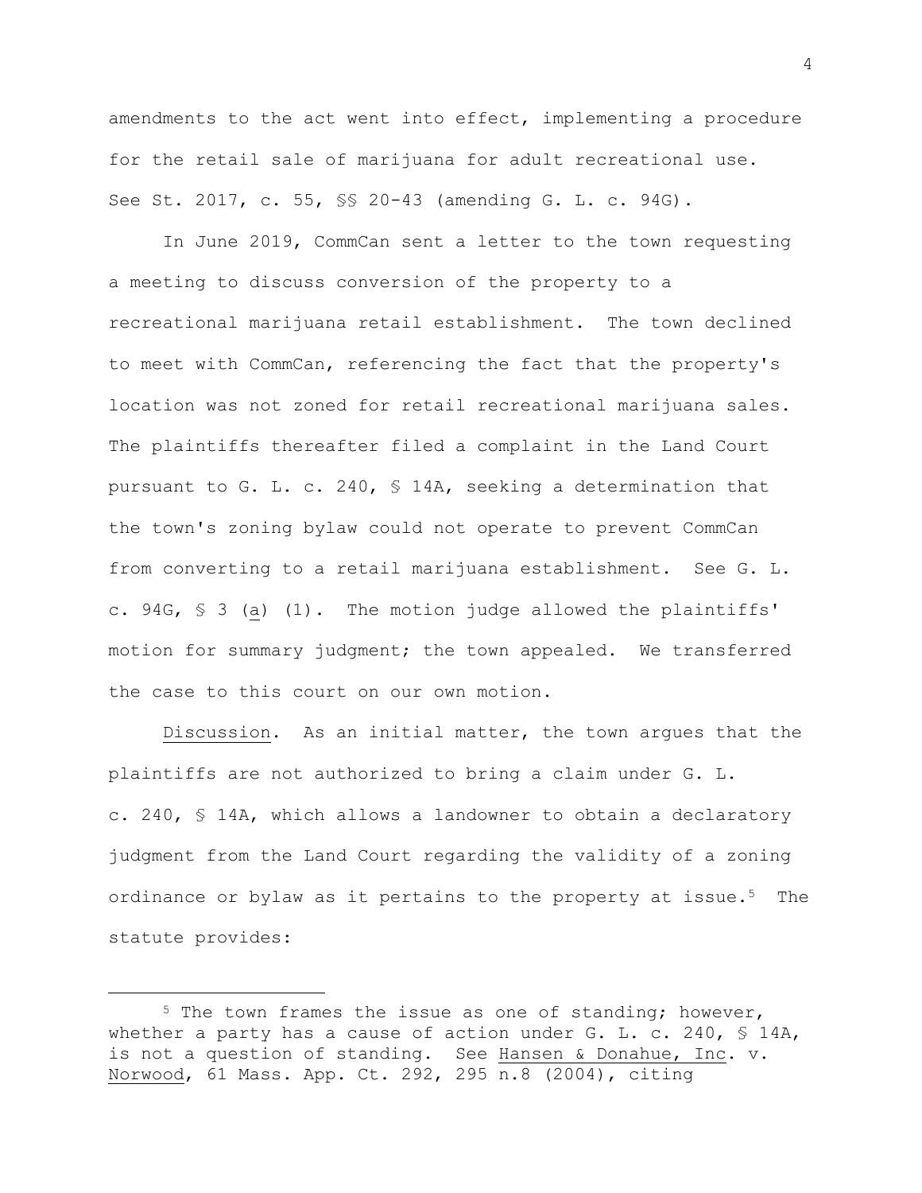amendments to the act went into effect, implementing a procedure for the retail sale of marijuana for adult recreational use. See St. 2017, c. 55, §§ 20-43 (amending G. L. c. 94G).

In June 2019, CommCan sent a letter to the town requesting a meeting to discuss conversion of the property to a recreational marijuana retail establishment. The town declined to meet with CommCan, referencing the fact that the property's location was not zoned for retail recreational marijuana sales. The plaintiffs thereafter filed a complaint in the Land Court pursuant to G. L. c. 240, § 14A, seeking a determination that the town's zoning bylaw could not operate to prevent CommCan from converting to a retail marijuana establishment. See G. L. c. 94G, § 3 (a) (1). The motion judge allowed the plaintiffs' motion for summary judgment; the town appealed. We transferred the case to this court on our own motion.

Discussion. As an initial matter, the town argues that the plaintiffs are not authorized to bring a claim under G. L. c. 240, § 14A, which allows a landowner to obtain a declaratory judgment from the Land Court regarding the validity of a zoning ordinance or bylaw as it pertains to the property at issue.[5] The statute provides:

[5] The town frames the issue as one of standing; however, whether a party has a cause of action under G. L. c. 240, § 14A, is not a question of standing. See Hansen & Donahue, Inc. v. Norwood, 61 Mass. App. Ct. 292, 295 n.8 (2004), citing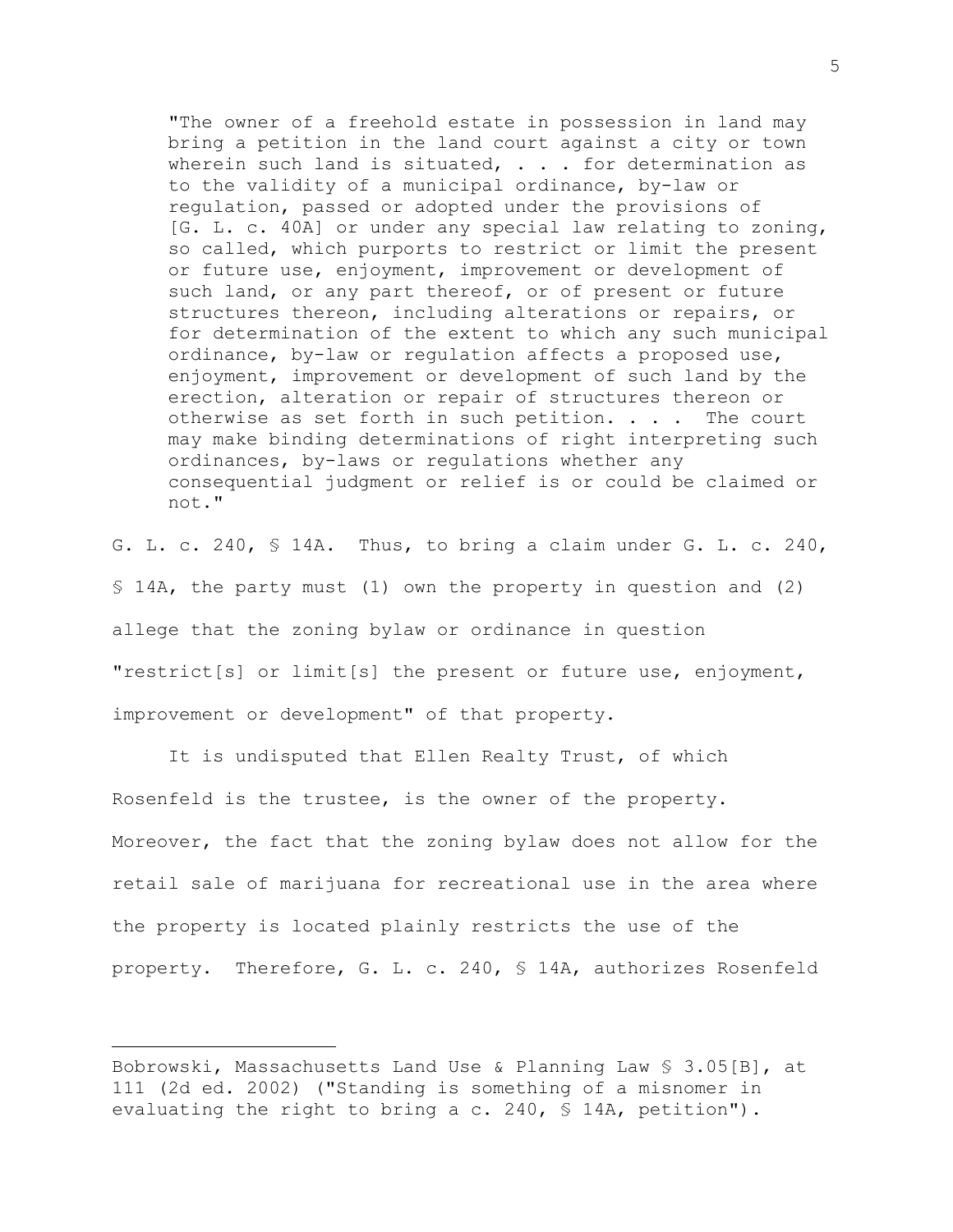> "The owner of a freehold estate in possession in land may bring a petition in the land court against a city or town wherein such land is situated, . . . for determination as to the validity of a municipal ordinance, by-law or regulation, passed or adopted under the provisions of [G. L. c. 40A] or under any special law relating to zoning, so called, which purports to restrict or limit the present or future use, enjoyment, improvement or development of such land, or any part thereof, or of present or future structures thereon, including alterations or repairs, or for determination of the extent to which any such municipal ordinance, by-law or regulation affects a proposed use, enjoyment, improvement or development of such land by the erection, alteration or repair of structures thereon or otherwise as set forth in such petition. . . . The court may make binding determinations of right interpreting such ordinances, by-laws or regulations whether any consequential judgment or relief is or could be claimed or not."

G. L. c. 240, § 14A. Thus, to bring a claim under G. L. c. 240, § 14A, the party must (1) own the property in question and (2) allege that the zoning bylaw or ordinance in question "restrict[s] or limit[s] the present or future use, enjoyment, improvement or development" of that property.

It is undisputed that Ellen Realty Trust, of which Rosenfeld is the trustee, is the owner of the property. Moreover, the fact that the zoning bylaw does not allow for the retail sale of marijuana for recreational use in the area where the property is located plainly restricts the use of the property. Therefore, G. L. c. 240, § 14A, authorizes Rosenfeld

---

Bobrowski, Massachusetts Land Use & Planning Law § 3.05[B], at 111 (2d ed. 2002) ("Standing is something of a misnomer in evaluating the right to bring a c. 240, § 14A, petition").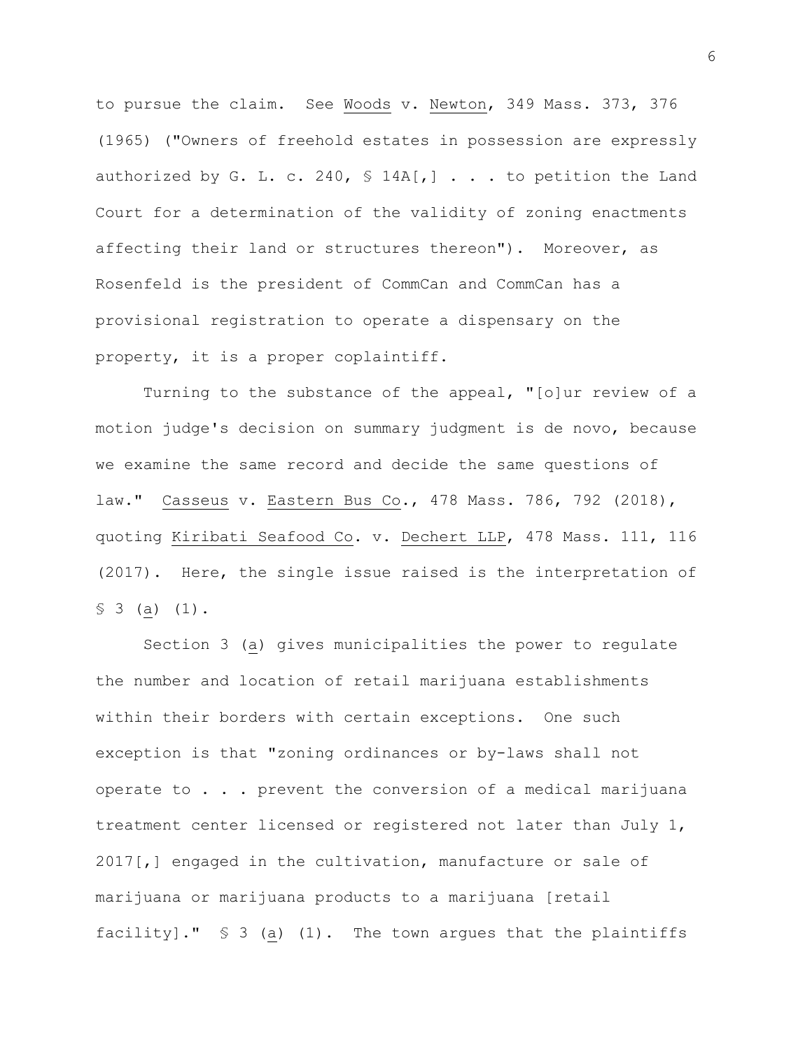to pursue the claim. See Woods v. Newton, 349 Mass. 373, 376 (1965) ("Owners of freehold estates in possession are expressly authorized by G. L. c. 240, § 14A[,] . . . to petition the Land Court for a determination of the validity of zoning enactments affecting their land or structures thereon"). Moreover, as Rosenfeld is the president of CommCan and CommCan has a provisional registration to operate a dispensary on the property, it is a proper coplaintiff.

Turning to the substance of the appeal, "[o]ur review of a motion judge's decision on summary judgment is de novo, because we examine the same record and decide the same questions of law." Casseus v. Eastern Bus Co., 478 Mass. 786, 792 (2018), quoting Kiribati Seafood Co. v. Dechert LLP, 478 Mass. 111, 116 (2017). Here, the single issue raised is the interpretation of § 3 (a) (1).

Section 3 (a) gives municipalities the power to regulate the number and location of retail marijuana establishments within their borders with certain exceptions. One such exception is that "zoning ordinances or by-laws shall not operate to . . . prevent the conversion of a medical marijuana treatment center licensed or registered not later than July 1, 2017[,] engaged in the cultivation, manufacture or sale of marijuana or marijuana products to a marijuana [retail facility]." § 3 (a) (1). The town argues that the plaintiffs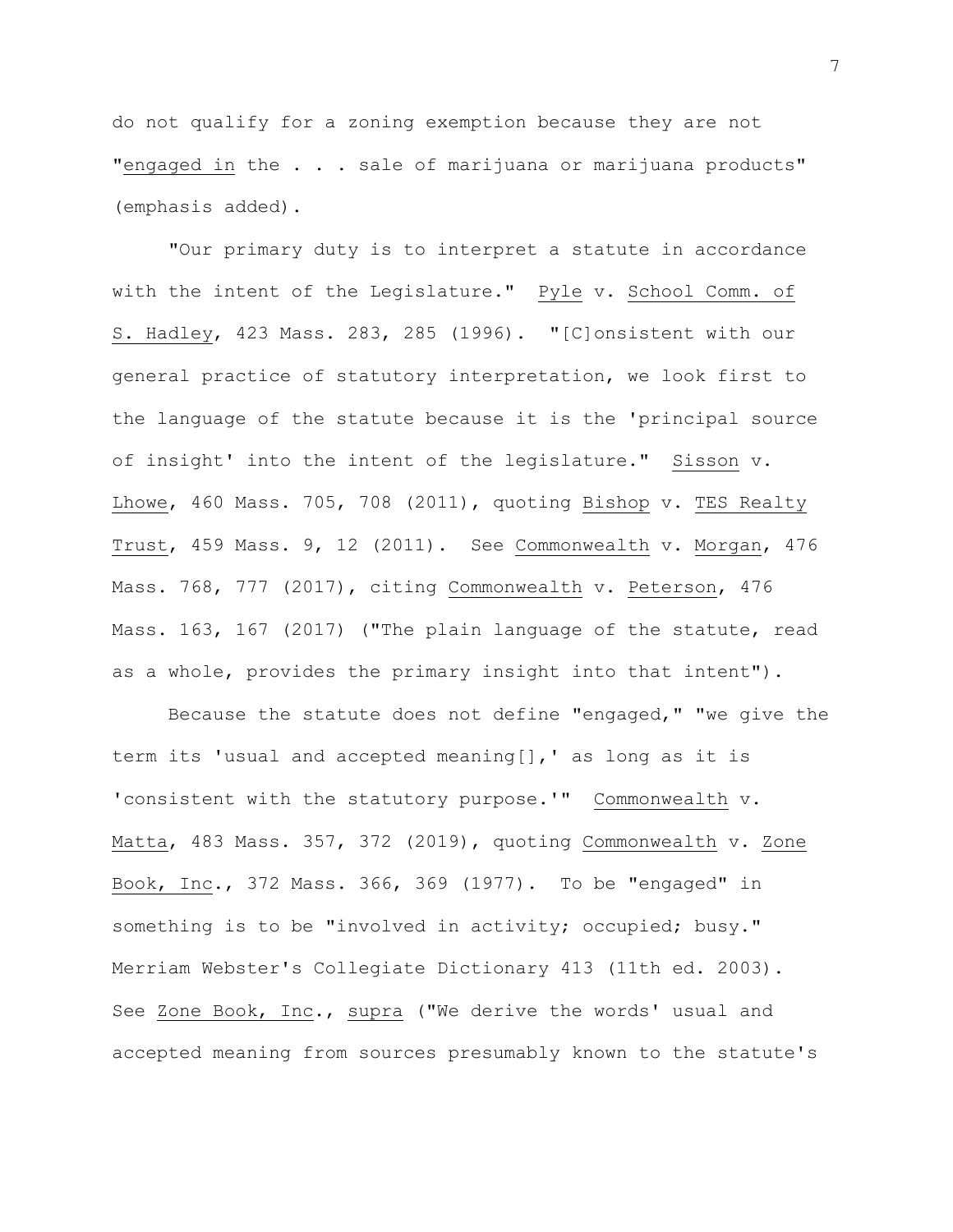do not qualify for a zoning exemption because they are not "_engaged in_ the . . . sale of marijuana or marijuana products" (emphasis added).

"Our primary duty is to interpret a statute in accordance with the intent of the Legislature." _Pyle_ v. _School Comm. of S. Hadley_, 423 Mass. 283, 285 (1996). "[C]onsistent with our general practice of statutory interpretation, we look first to the language of the statute because it is the 'principal source of insight' into the intent of the legislature." _Sisson_ v. _Lhowe_, 460 Mass. 705, 708 (2011), quoting _Bishop_ v. _TES Realty Trust_, 459 Mass. 9, 12 (2011). See _Commonwealth_ v. _Morgan_, 476 Mass. 768, 777 (2017), citing _Commonwealth_ v. _Peterson_, 476 Mass. 163, 167 (2017) ("The plain language of the statute, read as a whole, provides the primary insight into that intent").

Because the statute does not define "engaged," "we give the term its 'usual and accepted meaning[],' as long as it is 'consistent with the statutory purpose.'" _Commonwealth_ v. _Matta_, 483 Mass. 357, 372 (2019), quoting _Commonwealth_ v. _Zone Book, Inc_., 372 Mass. 366, 369 (1977). To be "engaged" in something is to be "involved in activity; occupied; busy." Merriam Webster's Collegiate Dictionary 413 (11th ed. 2003). See _Zone Book, Inc_., _supra_ ("We derive the words' usual and accepted meaning from sources presumably known to the statute's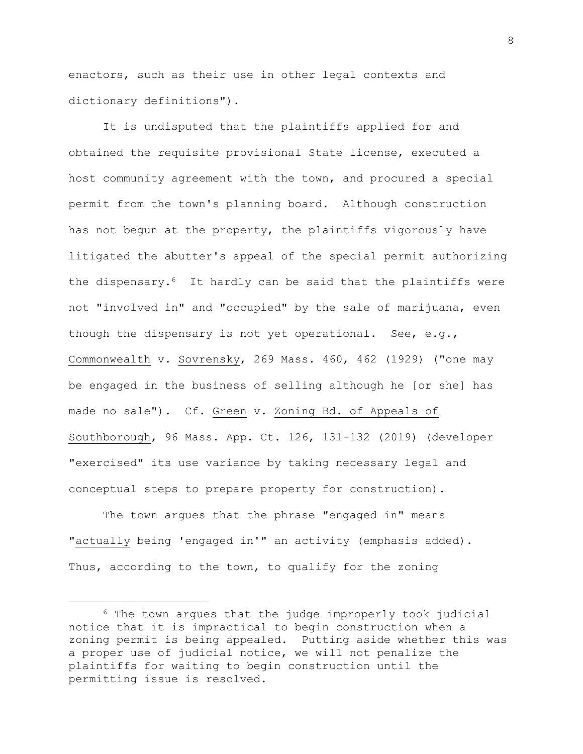enactors, such as their use in other legal contexts and dictionary definitions").

It is undisputed that the plaintiffs applied for and obtained the requisite provisional State license, executed a host community agreement with the town, and procured a special permit from the town's planning board. Although construction has not begun at the property, the plaintiffs vigorously have litigated the abutter's appeal of the special permit authorizing the dispensary.[6] It hardly can be said that the plaintiffs were not "involved in" and "occupied" by the sale of marijuana, even though the dispensary is not yet operational. See, e.g., Commonwealth v. Sovrensky, 269 Mass. 460, 462 (1929) ("one may be engaged in the business of selling although he [or she] has made no sale"). Cf. Green v. Zoning Bd. of Appeals of Southborough, 96 Mass. App. Ct. 126, 131-132 (2019) (developer "exercised" its use variance by taking necessary legal and conceptual steps to prepare property for construction).

The town argues that the phrase "engaged in" means "actually being 'engaged in'" an activity (emphasis added). Thus, according to the town, to qualify for the zoning

---

[6] The town argues that the judge improperly took judicial notice that it is impractical to begin construction when a zoning permit is being appealed. Putting aside whether this was a proper use of judicial notice, we will not penalize the plaintiffs for waiting to begin construction until the permitting issue is resolved.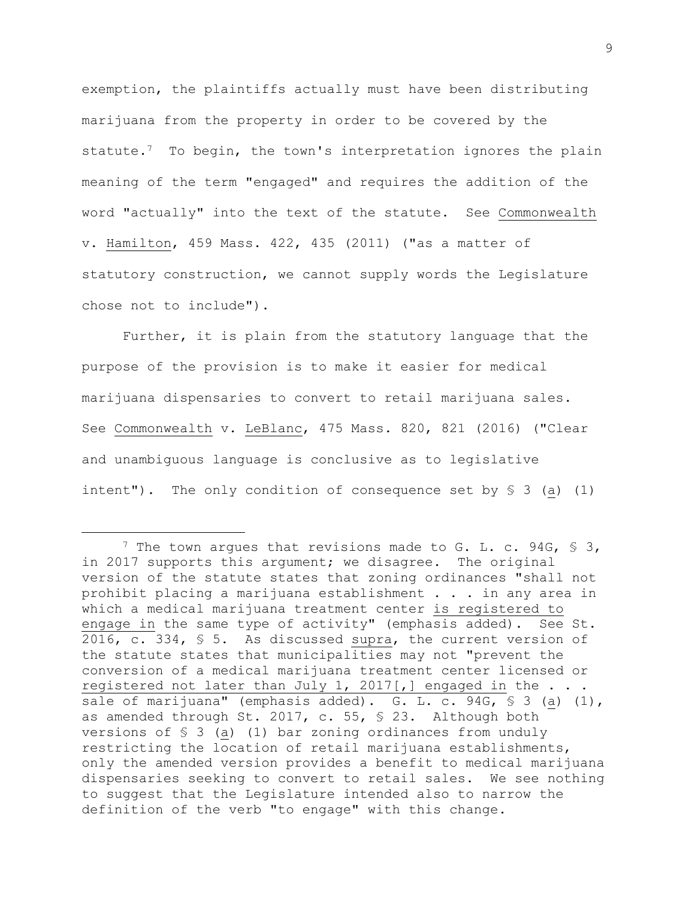exemption, the plaintiffs actually must have been distributing marijuana from the property in order to be covered by the statute.[7] To begin, the town's interpretation ignores the plain meaning of the term "engaged" and requires the addition of the word "actually" into the text of the statute. See Commonwealth v. Hamilton, 459 Mass. 422, 435 (2011) ("as a matter of statutory construction, we cannot supply words the Legislature chose not to include").

Further, it is plain from the statutory language that the purpose of the provision is to make it easier for medical marijuana dispensaries to convert to retail marijuana sales. See Commonwealth v. LeBlanc, 475 Mass. 820, 821 (2016) ("Clear and unambiguous language is conclusive as to legislative intent"). The only condition of consequence set by § 3 (a) (1)

---

[7] The town argues that revisions made to G. L. c. 94G, § 3, in 2017 supports this argument; we disagree. The original version of the statute states that zoning ordinances "shall not prohibit placing a marijuana establishment . . . in any area in which a medical marijuana treatment center is registered to engage in the same type of activity" (emphasis added). See St. 2016, c. 334, § 5. As discussed supra, the current version of the statute states that municipalities may not "prevent the conversion of a medical marijuana treatment center licensed or registered not later than July 1, 2017[,] engaged in the . . . sale of marijuana" (emphasis added). G. L. c. 94G, § 3 (a) (1), as amended through St. 2017, c. 55, § 23. Although both versions of § 3 (a) (1) bar zoning ordinances from unduly restricting the location of retail marijuana establishments, only the amended version provides a benefit to medical marijuana dispensaries seeking to convert to retail sales. We see nothing to suggest that the Legislature intended also to narrow the definition of the verb "to engage" with this change.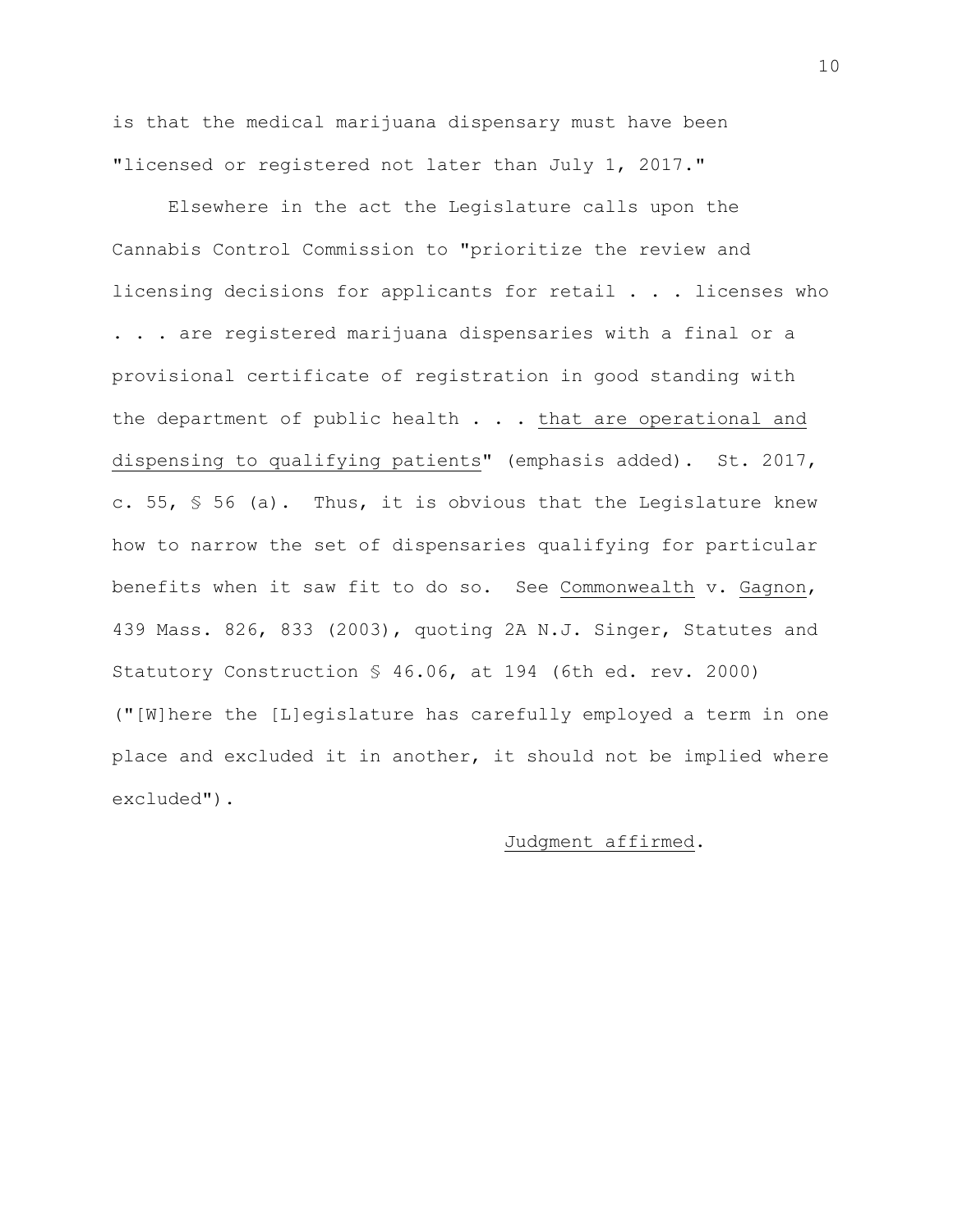is that the medical marijuana dispensary must have been "licensed or registered not later than July 1, 2017."

Elsewhere in the act the Legislature calls upon the Cannabis Control Commission to "prioritize the review and licensing decisions for applicants for retail . . . licenses who . . . are registered marijuana dispensaries with a final or a provisional certificate of registration in good standing with the department of public health . . . that are operational and dispensing to qualifying patients" (emphasis added). St. 2017, c. 55, § 56 (a). Thus, it is obvious that the Legislature knew how to narrow the set of dispensaries qualifying for particular benefits when it saw fit to do so. See Commonwealth v. Gagnon, 439 Mass. 826, 833 (2003), quoting 2A N.J. Singer, Statutes and Statutory Construction § 46.06, at 194 (6th ed. rev. 2000) ("[W]here the [L]egislature has carefully employed a term in one place and excluded it in another, it should not be implied where excluded").

Judgment affirmed.